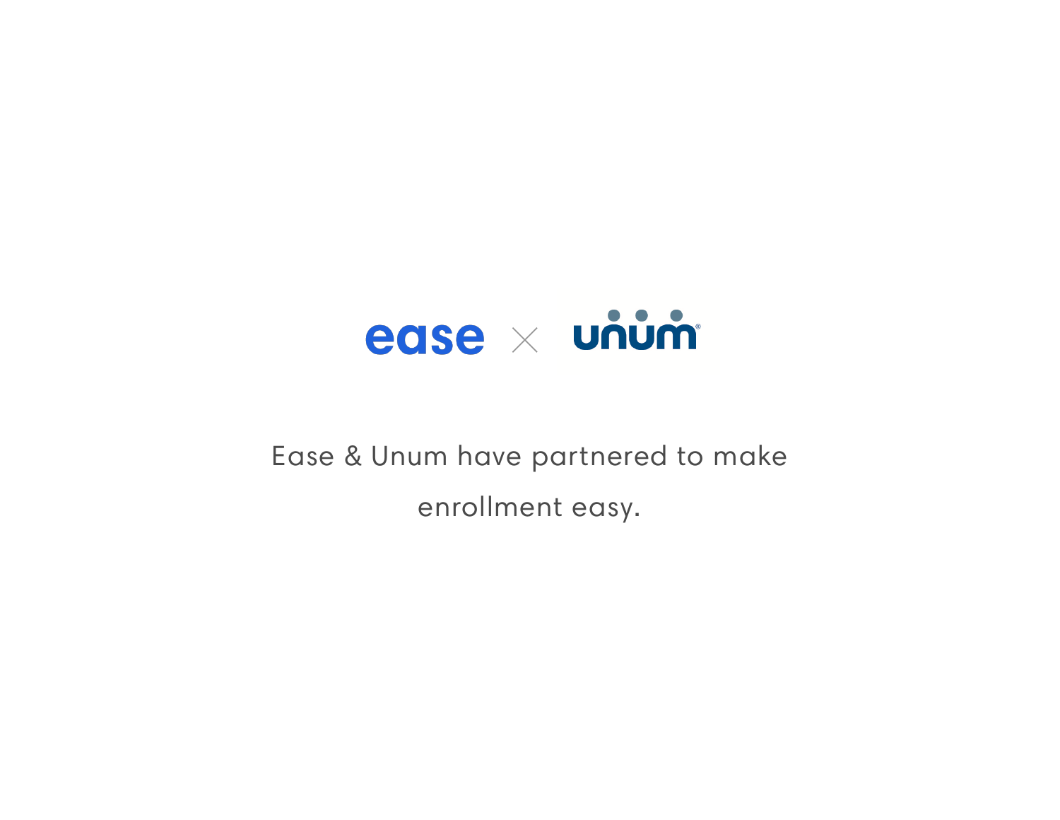ease × unum

Ease & Unum have partnered to make enrollment easy.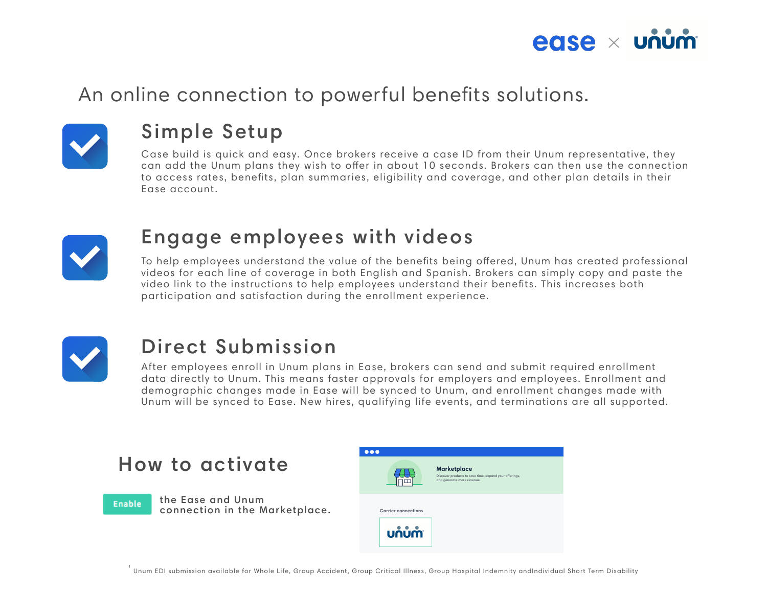ease × unum

# An online connection to powerful benefits solutions.

## Simple Setup

Case build is quick and easy. Once brokers receive a case ID from their Unum representative, they can add the Unum plans they wish to offer in about 10 seconds. Brokers can then use the connection to access rates, benefits, plan summaries, eligibility and coverage, and other plan details in their Ease account.

## Engage employees with videos

To help employees understand the value of the benefits being offered, Unum has created professional videos for each line of coverage in both English and Spanish. Brokers can simply copy and paste the video link to the instructions to help employees understand their benefits. This increases both participation and satisfaction during the enrollment experience.

## Direct Submission

After employees enroll in Unum plans in Ease, brokers can send and submit required enrollment data directly to Unum. This means faster approvals for employers and employees. Enrollment and demographic changes made in Ease will be synced to Unum, and enrollment changes made with Unum will be synced to Ease. New hires, qualifying life events, and terminations are all supported.

## How to activate

**Enable** the Ease and Unum connection in the Marketplace.

Marketplace

Discover products to save time, expand your offerings, and generate more revenue.

Carrier connections

unum

[1] Unum EDI submission available for Whole Life, Group Accident, Group Critical Illness, Group Hospital Indemnity andIndividual Short Term Disability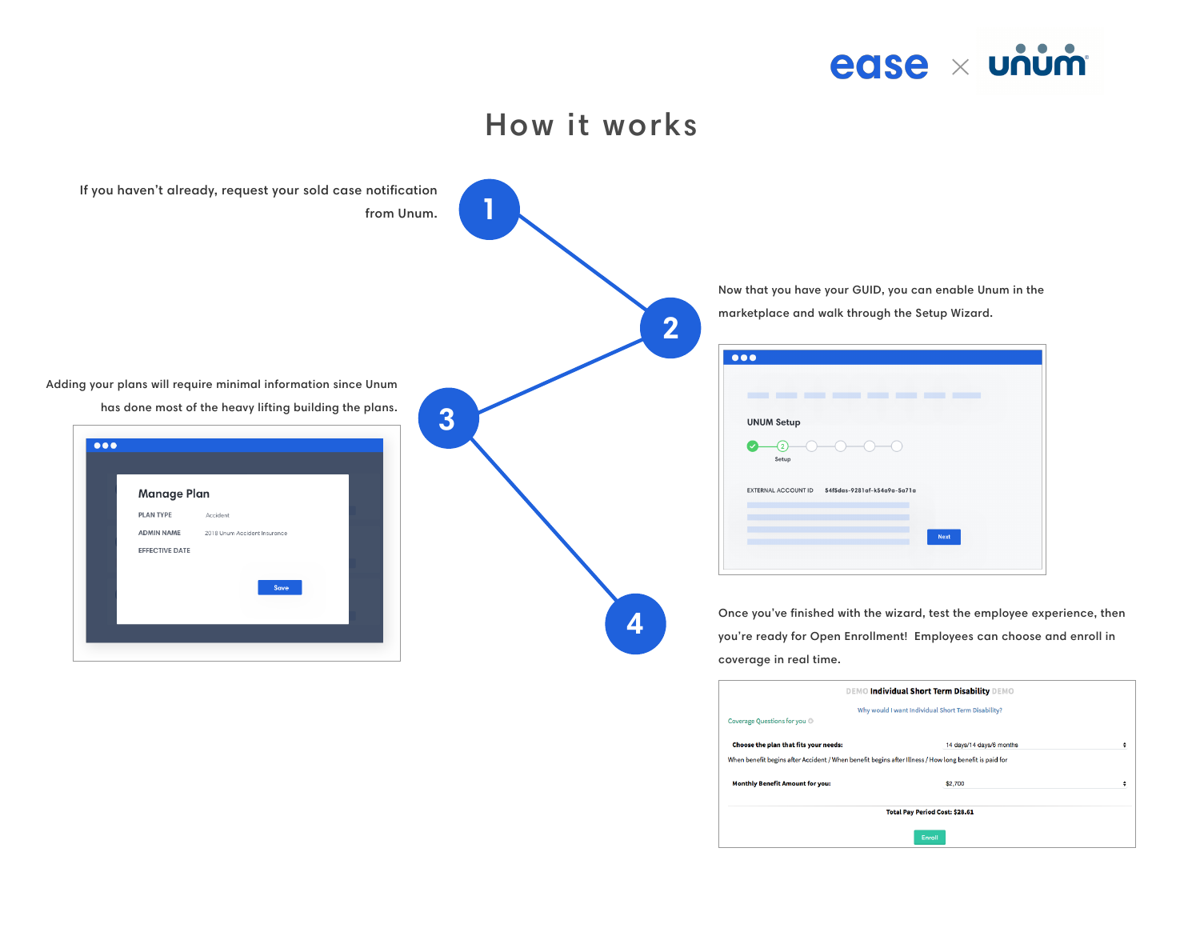ease × unum

# How it works

**1** If you haven't already, request your sold case notification from Unum.

**2** Now that you have your GUID, you can enable Unum in the marketplace and walk through the Setup Wizard.

UNUM Setup

Setup

EXTERNAL ACCOUNT ID 54f5das-9281af-k54a9a-5a71a

Next

**3** Adding your plans will require minimal information since Unum has done most of the heavy lifting building the plans.

Manage Plan

PLAN TYPE Accident

ADMIN NAME 2018 Unum Accident Insurance

EFFECTIVE DATE

Save

**4** Once you've finished with the wizard, test the employee experience, then you're ready for Open Enrollment! Employees can choose and enroll in coverage in real time.

DEMO Individual Short Term Disability DEMO

Why would I want Individual Short Term Disability?

Coverage Questions for you

Choose the plan that fits your needs: 14 days/14 days/6 months

When benefit begins after Accident / When benefit begins after Illness / How long benefit is paid for

Monthly Benefit Amount for you: $2,700

Total Pay Period Cost: $28.61

Enroll